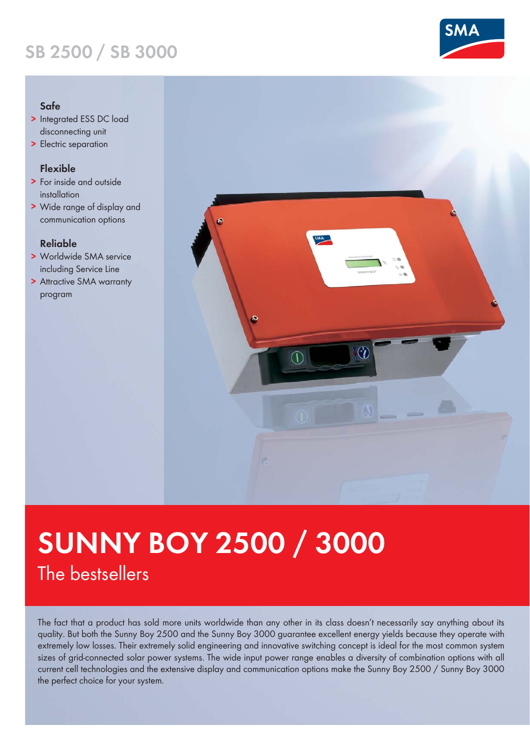# SB 2500 / SB 3000

### Safe

- Integrated ESS DC load disconnecting unit
- Electric separation

### Flexible

- For inside and outside installation
- Wide range of display and communication options

### Reliable

- Worldwide SMA service including Service Line
- Attractive SMA warranty program

# SUNNY BOY 2500 / 3000

## The bestsellers

The fact that a product has sold more units worldwide than any other in its class doesn't necessarily say anything about its quality. But both the Sunny Boy 2500 and the Sunny Boy 3000 guarantee excellent energy yields because they operate with extremely low losses. Their extremely solid engineering and innovative switching concept is ideal for the most common system sizes of grid-connected solar power systems. The wide input power range enables a diversity of combination options with all current cell technologies and the extensive display and communication options make the Sunny Boy 2500 / Sunny Boy 3000 the perfect choice for your system.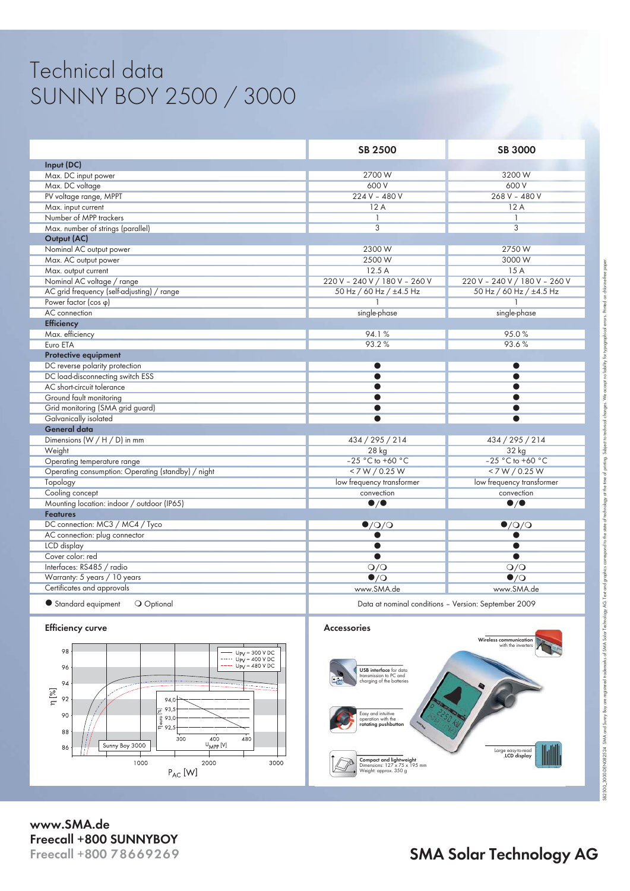# Technical data
# SUNNY BOY 2500 / 3000

| | SB 2500 | SB 3000 |
|---|---|---|
| **Input (DC)** | | |
| Max. DC input power | 2700 W | 3200 W |
| Max. DC voltage | 600 V | 600 V |
| PV voltage range, MPPT | 224 V – 480 V | 268 V – 480 V |
| Max. input current | 12 A | 12 A |
| Number of MPP trackers | 1 | 1 |
| Max. number of strings (parallel) | 3 | 3 |
| **Output (AC)** | | |
| Nominal AC output power | 2300 W | 2750 W |
| Max. AC output power | 2500 W | 3000 W |
| Max. output current | 12.5 A | 15 A |
| Nominal AC voltage / range | 220 V – 240 V / 180 V – 260 V | 220 V – 240 V / 180 V – 260 V |
| AC grid frequency (self-adjusting) / range | 50 Hz / 60 Hz / ±4.5 Hz | 50 Hz / 60 Hz / ±4.5 Hz |
| Power factor (cos φ) | 1 | 1 |
| AC connection | single-phase | single-phase |
| **Efficiency** | | |
| Max. efficiency | 94.1 % | 95.0 % |
| Euro ETA | 93.2 % | 93.6 % |
| **Protective equipment** | | |
| DC reverse polarity protection | ● | ● |
| DC load-disconnecting switch ESS | ● | ● |
| AC short-circuit tolerance | ● | ● |
| Ground fault monitoring | ● | ● |
| Grid monitoring (SMA grid guard) | ● | ● |
| Galvanically isolated | ● | ● |
| **General data** | | |
| Dimensions (W / H / D) in mm | 434 / 295 / 214 | 434 / 295 / 214 |
| Weight | 28 kg | 32 kg |
| Operating temperature range | –25 °C to +60 °C | –25 °C to +60 °C |
| Operating consumption: Operating (standby) / night | < 7 W / 0.25 W | < 7 W / 0.25 W |
| Topology | low frequency transformer | low frequency transformer |
| Cooling concept | convection | convection |
| Mounting location: indoor / outdoor (IP65) | ● / ● | ● / ● |
| **Features** | | |
| DC connection: MC3 / MC4 / Tyco | ● / ○ / ○ | ● / ○ / ○ |
| AC connection: plug connector | ● | ● |
| LCD display | ● | ● |
| Cover color: red | ● | ● |
| Interfaces: RS485 / radio | ○ / ○ | ○ / ○ |
| Warranty: 5 years / 10 years | ● / ○ | ● / ○ |
| Certificates and approvals | www.SMA.de | www.SMA.de |

● Standard equipment ○ Optional

Data at nominal conditions – Version: September 2009

### Efficiency curve

$U_{PV}$ = 300 V DC
$U_{PV}$ = 400 V DC
$U_{PV}$ = 480 V DC

η [%]
98
96
94
92
90
88
86

$P_{AC}$ [W]
1000
2000
3000

Sunny Boy 3000

$\eta_{euro}$ [%]
94,0
93,5
93,0
92,5

$U_{MPP}$ [V]
300
400
480

### Accessories

**Wireless communication** with the inverters

**USB interface** for data transmission to PC and charging of the batteries

Easy and intuitive operation with the **rotating pushbutton**

Large easy-to-read **LCD display**

**Compact and lightweight**
Dimensions: 127 x 75 x 195 mm
Weight: approx. 350 g

SMA and Sunny Boy are registered trademarks of SMA Solar Technology AG. Text and graphics correspond to the state of technology at the time of printing. Subject to technical changes. We accept no liability for typographical errors. Printed on chlorine-free paper.

SB2500_3000-DEN082524

**www.SMA.de**
**Freecall +800 SUNNYBOY**
**Freecall +800 78669269**

**SMA Solar Technology AG**